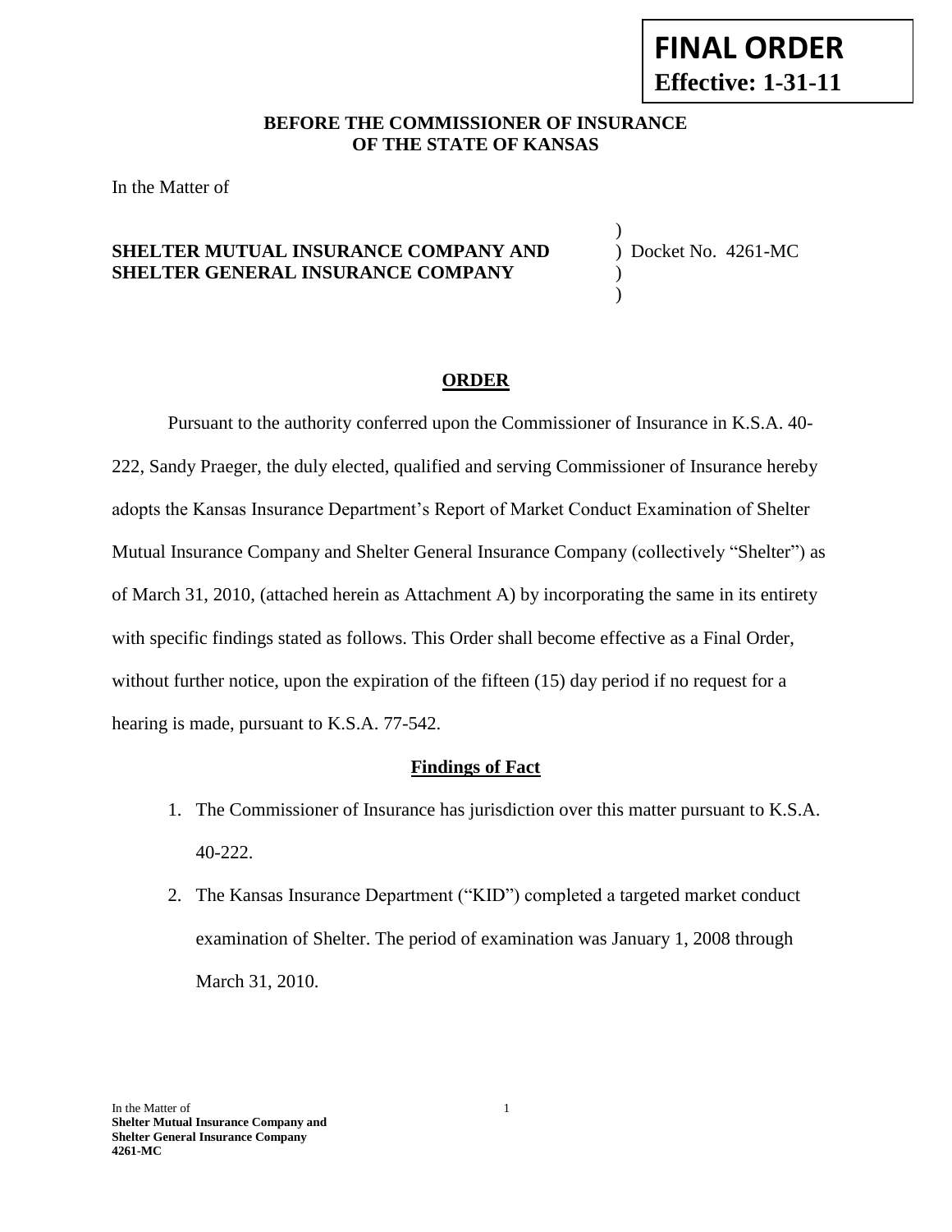**FINAL ORDER**
**Effective: 1-31-11**

**BEFORE THE COMMISSIONER OF INSURANCE**
**OF THE STATE OF KANSAS**

In the Matter of

**SHELTER MUTUAL INSURANCE COMPANY AND SHELTER GENERAL INSURANCE COMPANY** ) Docket No. 4261-MC

## ORDER

Pursuant to the authority conferred upon the Commissioner of Insurance in K.S.A. 40-222, Sandy Praeger, the duly elected, qualified and serving Commissioner of Insurance hereby adopts the Kansas Insurance Department's Report of Market Conduct Examination of Shelter Mutual Insurance Company and Shelter General Insurance Company (collectively "Shelter") as of March 31, 2010, (attached herein as Attachment A) by incorporating the same in its entirety with specific findings stated as follows. This Order shall become effective as a Final Order, without further notice, upon the expiration of the fifteen (15) day period if no request for a hearing is made, pursuant to K.S.A. 77-542.

## Findings of Fact

1. The Commissioner of Insurance has jurisdiction over this matter pursuant to K.S.A. 40-222.
2. The Kansas Insurance Department ("KID") completed a targeted market conduct examination of Shelter. The period of examination was January 1, 2008 through March 31, 2010.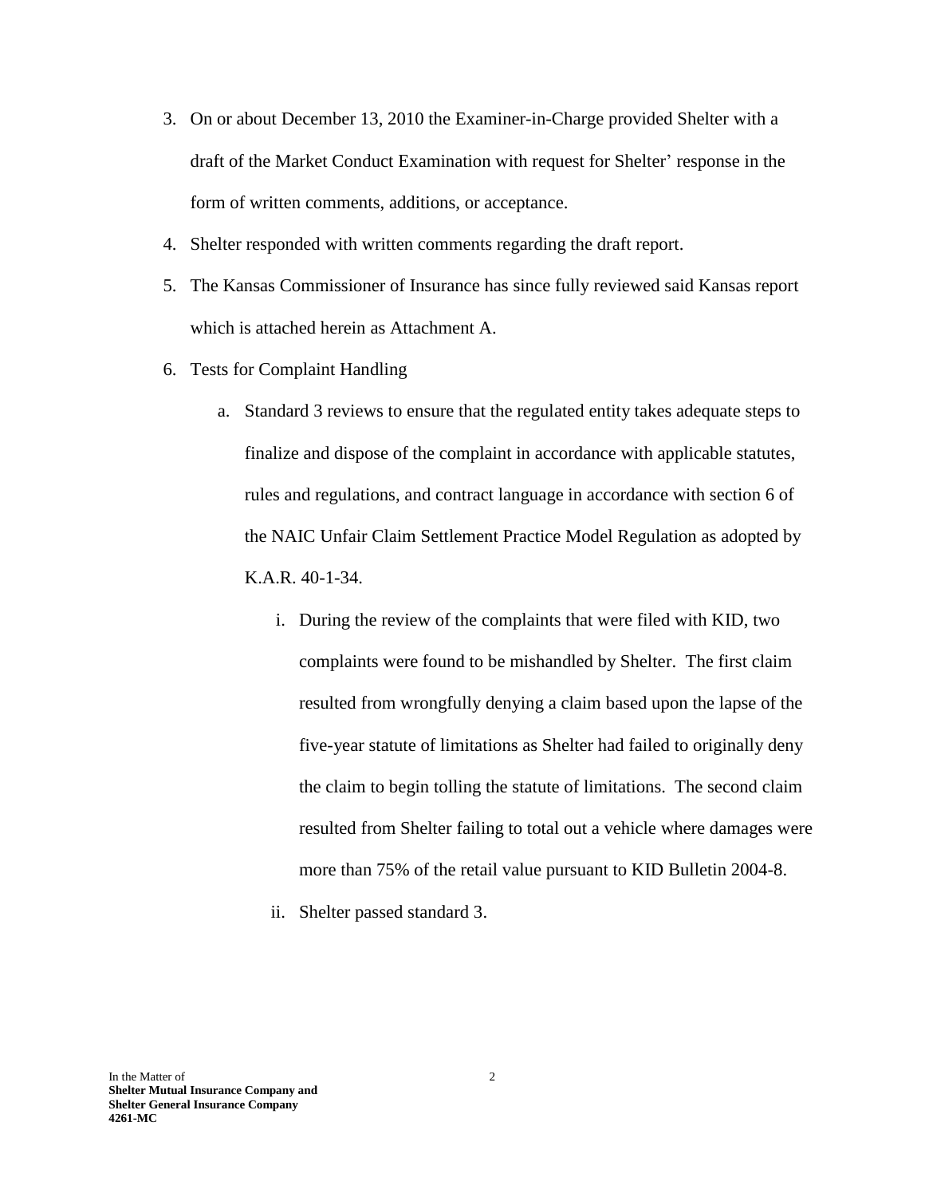3. On or about December 13, 2010 the Examiner-in-Charge provided Shelter with a draft of the Market Conduct Examination with request for Shelter' response in the form of written comments, additions, or acceptance.
4. Shelter responded with written comments regarding the draft report.
5. The Kansas Commissioner of Insurance has since fully reviewed said Kansas report which is attached herein as Attachment A.
6. Tests for Complaint Handling
   a. Standard 3 reviews to ensure that the regulated entity takes adequate steps to finalize and dispose of the complaint in accordance with applicable statutes, rules and regulations, and contract language in accordance with section 6 of the NAIC Unfair Claim Settlement Practice Model Regulation as adopted by K.A.R. 40-1-34.
      i. During the review of the complaints that were filed with KID, two complaints were found to be mishandled by Shelter. The first claim resulted from wrongfully denying a claim based upon the lapse of the five-year statute of limitations as Shelter had failed to originally deny the claim to begin tolling the statute of limitations. The second claim resulted from Shelter failing to total out a vehicle where damages were more than 75% of the retail value pursuant to KID Bulletin 2004-8.
      ii. Shelter passed standard 3.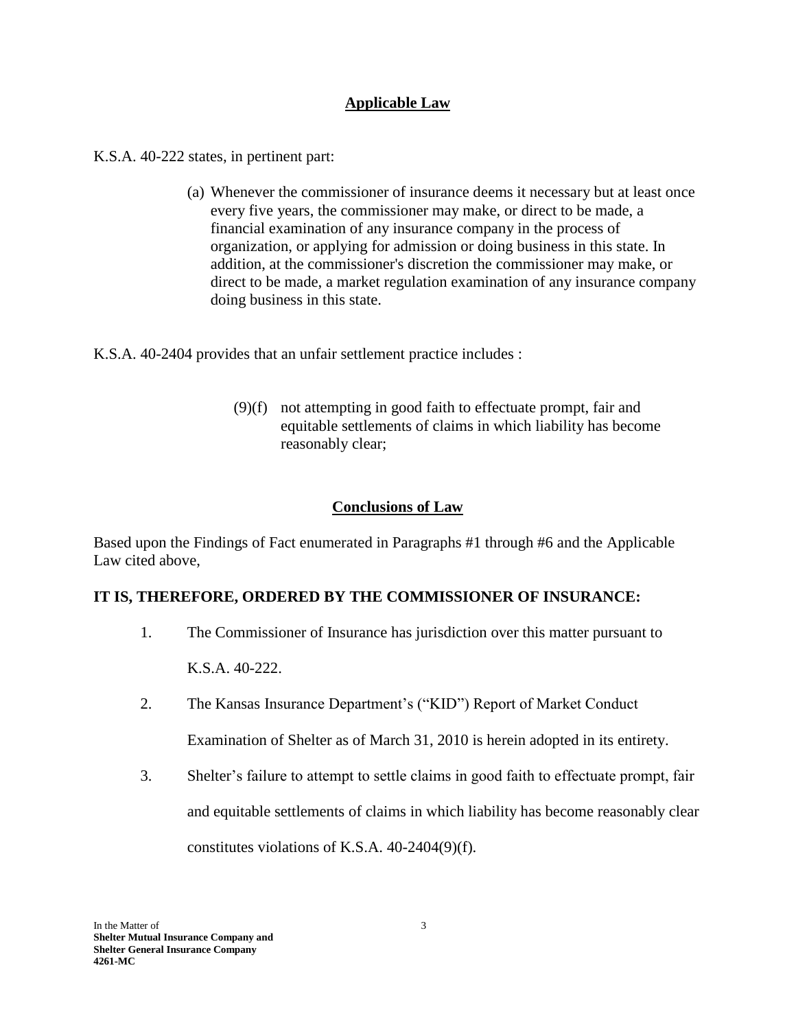## Applicable Law

K.S.A. 40-222 states, in pertinent part:

> (a) Whenever the commissioner of insurance deems it necessary but at least once every five years, the commissioner may make, or direct to be made, a financial examination of any insurance company in the process of organization, or applying for admission or doing business in this state. In addition, at the commissioner's discretion the commissioner may make, or direct to be made, a market regulation examination of any insurance company doing business in this state.

K.S.A. 40-2404 provides that an unfair settlement practice includes :

> (9)(f) not attempting in good faith to effectuate prompt, fair and equitable settlements of claims in which liability has become reasonably clear;

## Conclusions of Law

Based upon the Findings of Fact enumerated in Paragraphs #1 through #6 and the Applicable Law cited above,

**IT IS, THEREFORE, ORDERED BY THE COMMISSIONER OF INSURANCE:**

1. The Commissioner of Insurance has jurisdiction over this matter pursuant to K.S.A. 40-222.
2. The Kansas Insurance Department's ("KID") Report of Market Conduct Examination of Shelter as of March 31, 2010 is herein adopted in its entirety.
3. Shelter's failure to attempt to settle claims in good faith to effectuate prompt, fair and equitable settlements of claims in which liability has become reasonably clear constitutes violations of K.S.A. 40-2404(9)(f).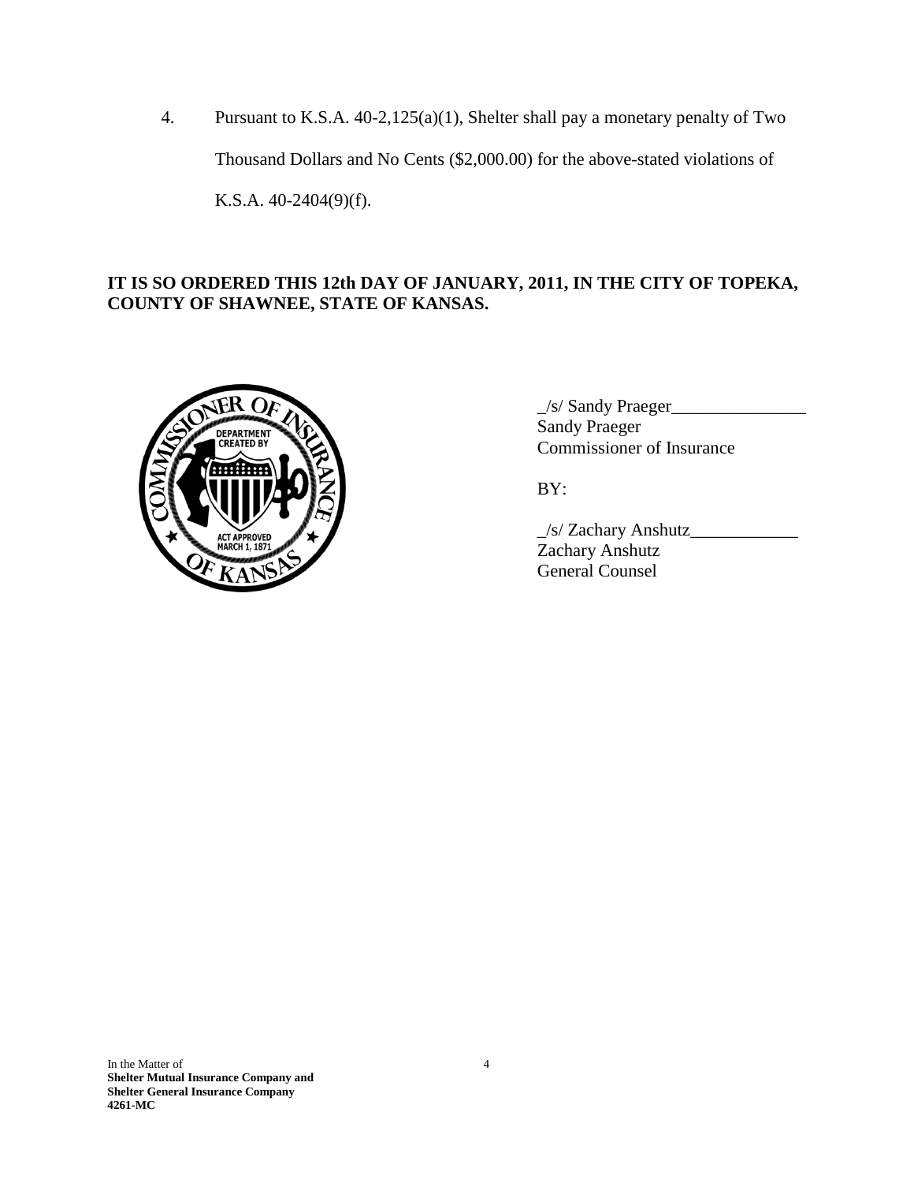4. Pursuant to K.S.A. 40-2,125(a)(1), Shelter shall pay a monetary penalty of Two Thousand Dollars and No Cents ($2,000.00) for the above-stated violations of K.S.A. 40-2404(9)(f).

**IT IS SO ORDERED THIS 12th DAY OF JANUARY, 2011, IN THE CITY OF TOPEKA, COUNTY OF SHAWNEE, STATE OF KANSAS.**

_/s/ Sandy Praeger_______________
Sandy Praeger
Commissioner of Insurance

BY:

_/s/ Zachary Anshutz____________
Zachary Anshutz
General Counsel

In the Matter of
**Shelter Mutual Insurance Company and Shelter General Insurance Company**
**4261-MC**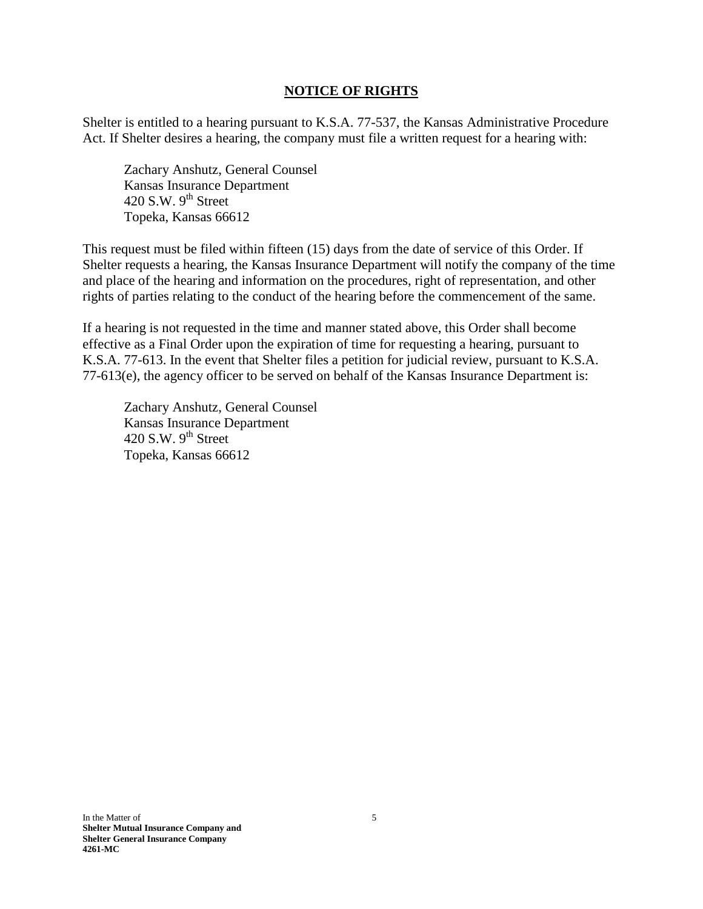## NOTICE OF RIGHTS

Shelter is entitled to a hearing pursuant to K.S.A. 77-537, the Kansas Administrative Procedure Act. If Shelter desires a hearing, the company must file a written request for a hearing with:

Zachary Anshutz, General Counsel
Kansas Insurance Department
420 S.W. 9th Street
Topeka, Kansas 66612

This request must be filed within fifteen (15) days from the date of service of this Order. If Shelter requests a hearing, the Kansas Insurance Department will notify the company of the time and place of the hearing and information on the procedures, right of representation, and other rights of parties relating to the conduct of the hearing before the commencement of the same.

If a hearing is not requested in the time and manner stated above, this Order shall become effective as a Final Order upon the expiration of time for requesting a hearing, pursuant to K.S.A. 77-613. In the event that Shelter files a petition for judicial review, pursuant to K.S.A. 77-613(e), the agency officer to be served on behalf of the Kansas Insurance Department is:

Zachary Anshutz, General Counsel
Kansas Insurance Department
420 S.W. 9th Street
Topeka, Kansas 66612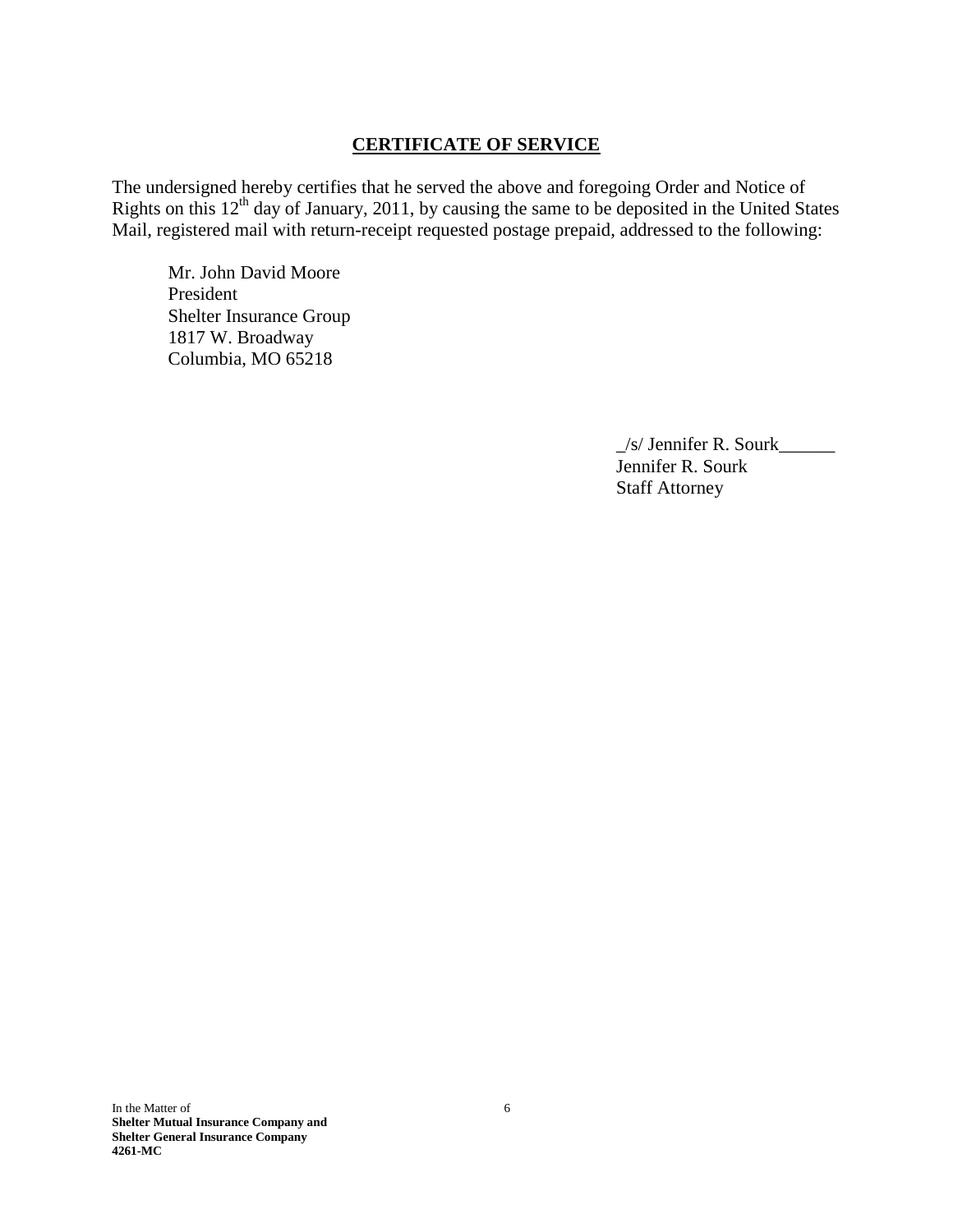## **CERTIFICATE OF SERVICE**

The undersigned hereby certifies that he served the above and foregoing Order and Notice of Rights on this 12th day of January, 2011, by causing the same to be deposited in the United States Mail, registered mail with return-receipt requested postage prepaid, addressed to the following:

Mr. John David Moore
President
Shelter Insurance Group
1817 W. Broadway
Columbia, MO 65218

_/s/ Jennifer R. Sourk______
Jennifer R. Sourk
Staff Attorney